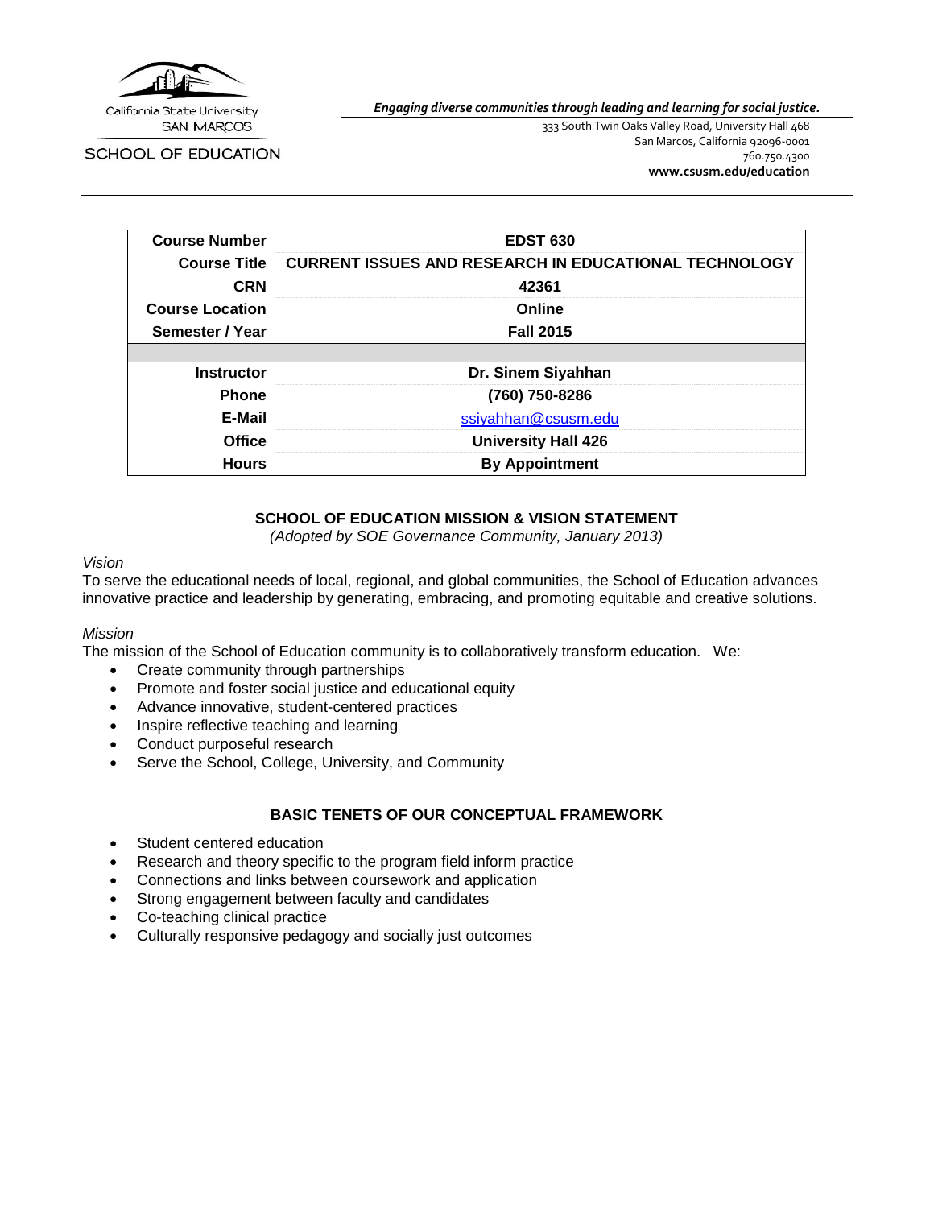California State University SAN MARCOS

SCHOOL OF EDUCATION

*Engaging diverse communities through leading and learning for social justice.*

333 South Twin Oaks Valley Road, University Hall 468
San Marcos, California 92096-0001
760.750.4300
**www.csusm.edu/education**

| | |
|---|---|
| **Course Number** | **EDST 630** |
| **Course Title** | **CURRENT ISSUES AND RESEARCH IN EDUCATIONAL TECHNOLOGY** |
| **CRN** | **42361** |
| **Course Location** | **Online** |
| **Semester / Year** | **Fall 2015** |
| | |
| **Instructor** | **Dr. Sinem Siyahhan** |
| **Phone** | **(760) 750-8286** |
| **E-Mail** | ssiyahhan@csusm.edu |
| **Office** | **University Hall 426** |
| **Hours** | **By Appointment** |

## SCHOOL OF EDUCATION MISSION & VISION STATEMENT

*(Adopted by SOE Governance Community, January 2013)*

*Vision*

To serve the educational needs of local, regional, and global communities, the School of Education advances innovative practice and leadership by generating, embracing, and promoting equitable and creative solutions.

*Mission*

The mission of the School of Education community is to collaboratively transform education. We:

- Create community through partnerships
- Promote and foster social justice and educational equity
- Advance innovative, student-centered practices
- Inspire reflective teaching and learning
- Conduct purposeful research
- Serve the School, College, University, and Community

## BASIC TENETS OF OUR CONCEPTUAL FRAMEWORK

- Student centered education
- Research and theory specific to the program field inform practice
- Connections and links between coursework and application
- Strong engagement between faculty and candidates
- Co-teaching clinical practice
- Culturally responsive pedagogy and socially just outcomes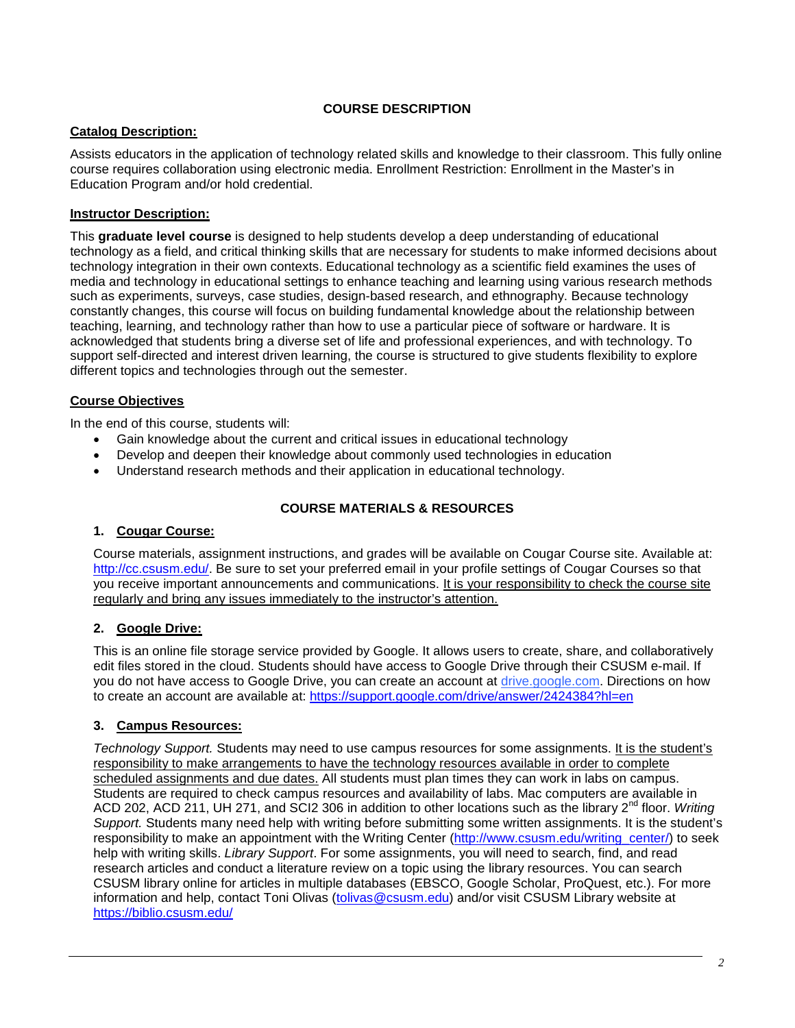## COURSE DESCRIPTION

### Catalog Description:

Assists educators in the application of technology related skills and knowledge to their classroom. This fully online course requires collaboration using electronic media. Enrollment Restriction: Enrollment in the Master's in Education Program and/or hold credential.

### Instructor Description:

This **graduate level course** is designed to help students develop a deep understanding of educational technology as a field, and critical thinking skills that are necessary for students to make informed decisions about technology integration in their own contexts. Educational technology as a scientific field examines the uses of media and technology in educational settings to enhance teaching and learning using various research methods such as experiments, surveys, case studies, design-based research, and ethnography. Because technology constantly changes, this course will focus on building fundamental knowledge about the relationship between teaching, learning, and technology rather than how to use a particular piece of software or hardware. It is acknowledged that students bring a diverse set of life and professional experiences, and with technology. To support self-directed and interest driven learning, the course is structured to give students flexibility to explore different topics and technologies through out the semester.

### Course Objectives

In the end of this course, students will:

- Gain knowledge about the current and critical issues in educational technology
- Develop and deepen their knowledge about commonly used technologies in education
- Understand research methods and their application in educational technology.

## COURSE MATERIALS & RESOURCES

1. **Cougar Course:**

   Course materials, assignment instructions, and grades will be available on Cougar Course site. Available at: http://cc.csusm.edu/. Be sure to set your preferred email in your profile settings of Cougar Courses so that you receive important announcements and communications. It is your responsibility to check the course site regularly and bring any issues immediately to the instructor's attention.

2. **Google Drive:**

   This is an online file storage service provided by Google. It allows users to create, share, and collaboratively edit files stored in the cloud. Students should have access to Google Drive through their CSUSM e-mail. If you do not have access to Google Drive, you can create an account at drive.google.com. Directions on how to create an account are available at: https://support.google.com/drive/answer/2424384?hl=en

3. **Campus Resources:**

   *Technology Support.* Students may need to use campus resources for some assignments. It is the student's responsibility to make arrangements to have the technology resources available in order to complete scheduled assignments and due dates. All students must plan times they can work in labs on campus. Students are required to check campus resources and availability of labs. Mac computers are available in ACD 202, ACD 211, UH 271, and SCI2 306 in addition to other locations such as the library 2nd floor. *Writing Support.* Students many need help with writing before submitting some written assignments. It is the student's responsibility to make an appointment with the Writing Center (http://www.csusm.edu/writing_center/) to seek help with writing skills. *Library Support*. For some assignments, you will need to search, find, and read research articles and conduct a literature review on a topic using the library resources. You can search CSUSM library online for articles in multiple databases (EBSCO, Google Scholar, ProQuest, etc.). For more information and help, contact Toni Olivas (tolivas@csusm.edu) and/or visit CSUSM Library website at https://biblio.csusm.edu/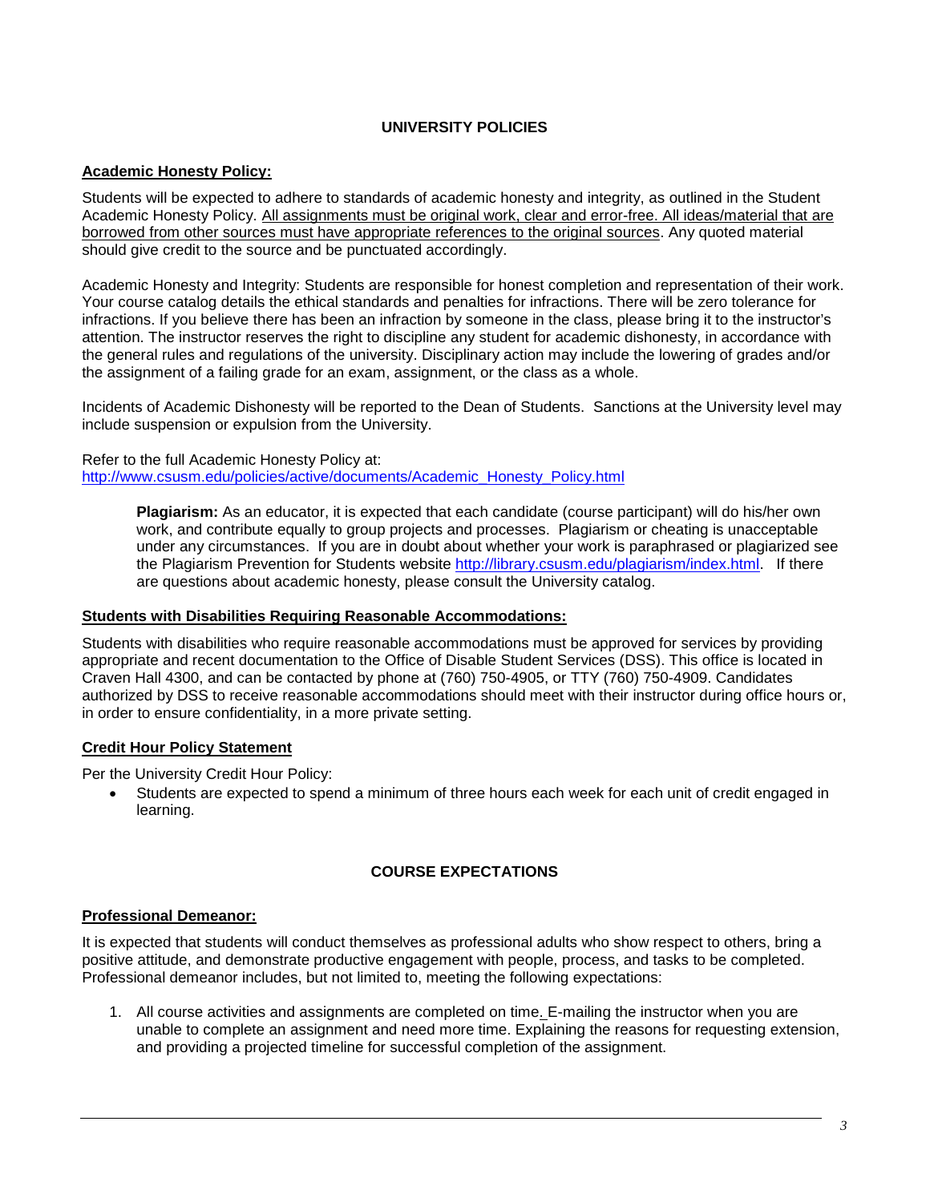## UNIVERSITY POLICIES

### Academic Honesty Policy:

Students will be expected to adhere to standards of academic honesty and integrity, as outlined in the Student Academic Honesty Policy. All assignments must be original work, clear and error-free. All ideas/material that are borrowed from other sources must have appropriate references to the original sources. Any quoted material should give credit to the source and be punctuated accordingly.

Academic Honesty and Integrity: Students are responsible for honest completion and representation of their work. Your course catalog details the ethical standards and penalties for infractions. There will be zero tolerance for infractions. If you believe there has been an infraction by someone in the class, please bring it to the instructor's attention. The instructor reserves the right to discipline any student for academic dishonesty, in accordance with the general rules and regulations of the university. Disciplinary action may include the lowering of grades and/or the assignment of a failing grade for an exam, assignment, or the class as a whole.

Incidents of Academic Dishonesty will be reported to the Dean of Students. Sanctions at the University level may include suspension or expulsion from the University.

Refer to the full Academic Honesty Policy at: [http://www.csusm.edu/policies/active/documents/Academic_Honesty_Policy.html](http://www.csusm.edu/policies/active/documents/Academic_Honesty_Policy.html)

> **Plagiarism:** As an educator, it is expected that each candidate (course participant) will do his/her own work, and contribute equally to group projects and processes. Plagiarism or cheating is unacceptable under any circumstances. If you are in doubt about whether your work is paraphrased or plagiarized see the Plagiarism Prevention for Students website [http://library.csusm.edu/plagiarism/index.html](http://library.csusm.edu/plagiarism/index.html). If there are questions about academic honesty, please consult the University catalog.

### Students with Disabilities Requiring Reasonable Accommodations:

Students with disabilities who require reasonable accommodations must be approved for services by providing appropriate and recent documentation to the Office of Disable Student Services (DSS). This office is located in Craven Hall 4300, and can be contacted by phone at (760) 750-4905, or TTY (760) 750-4909. Candidates authorized by DSS to receive reasonable accommodations should meet with their instructor during office hours or, in order to ensure confidentiality, in a more private setting.

### Credit Hour Policy Statement

Per the University Credit Hour Policy:

- Students are expected to spend a minimum of three hours each week for each unit of credit engaged in learning.

## COURSE EXPECTATIONS

### Professional Demeanor:

It is expected that students will conduct themselves as professional adults who show respect to others, bring a positive attitude, and demonstrate productive engagement with people, process, and tasks to be completed. Professional demeanor includes, but not limited to, meeting the following expectations:

1. All course activities and assignments are completed on time. E-mailing the instructor when you are unable to complete an assignment and need more time. Explaining the reasons for requesting extension, and providing a projected timeline for successful completion of the assignment.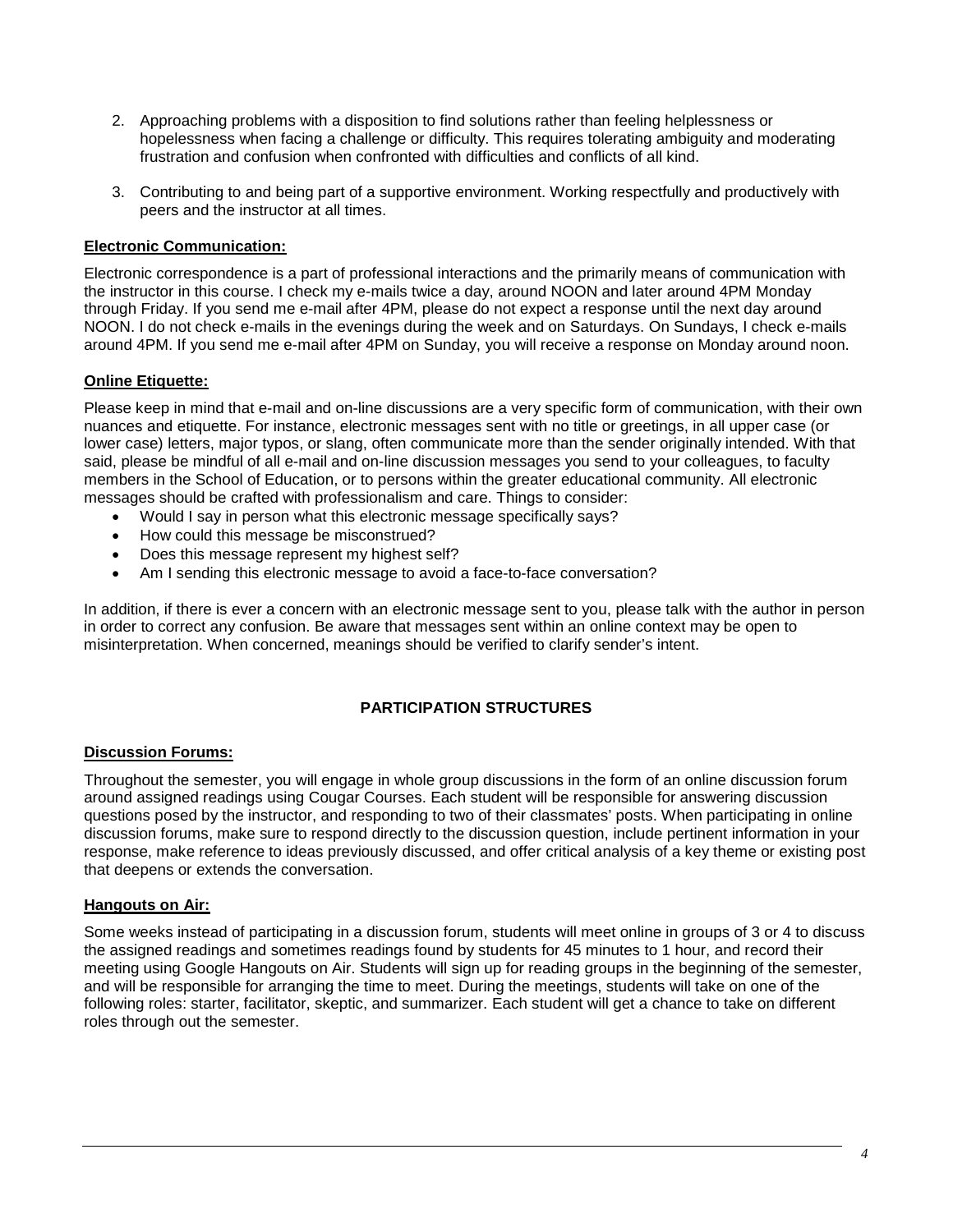2. Approaching problems with a disposition to find solutions rather than feeling helplessness or hopelessness when facing a challenge or difficulty. This requires tolerating ambiguity and moderating frustration and confusion when confronted with difficulties and conflicts of all kind.

3. Contributing to and being part of a supportive environment. Working respectfully and productively with peers and the instructor at all times.

**Electronic Communication:**

Electronic correspondence is a part of professional interactions and the primarily means of communication with the instructor in this course. I check my e-mails twice a day, around NOON and later around 4PM Monday through Friday. If you send me e-mail after 4PM, please do not expect a response until the next day around NOON. I do not check e-mails in the evenings during the week and on Saturdays. On Sundays, I check e-mails around 4PM. If you send me e-mail after 4PM on Sunday, you will receive a response on Monday around noon.

**Online Etiquette:**

Please keep in mind that e-mail and on-line discussions are a very specific form of communication, with their own nuances and etiquette. For instance, electronic messages sent with no title or greetings, in all upper case (or lower case) letters, major typos, or slang, often communicate more than the sender originally intended. With that said, please be mindful of all e-mail and on-line discussion messages you send to your colleagues, to faculty members in the School of Education, or to persons within the greater educational community. All electronic messages should be crafted with professionalism and care. Things to consider:

- Would I say in person what this electronic message specifically says?
- How could this message be misconstrued?
- Does this message represent my highest self?
- Am I sending this electronic message to avoid a face-to-face conversation?

In addition, if there is ever a concern with an electronic message sent to you, please talk with the author in person in order to correct any confusion. Be aware that messages sent within an online context may be open to misinterpretation. When concerned, meanings should be verified to clarify sender's intent.

## PARTICIPATION STRUCTURES

**Discussion Forums:**

Throughout the semester, you will engage in whole group discussions in the form of an online discussion forum around assigned readings using Cougar Courses. Each student will be responsible for answering discussion questions posed by the instructor, and responding to two of their classmates' posts. When participating in online discussion forums, make sure to respond directly to the discussion question, include pertinent information in your response, make reference to ideas previously discussed, and offer critical analysis of a key theme or existing post that deepens or extends the conversation.

**Hangouts on Air:**

Some weeks instead of participating in a discussion forum, students will meet online in groups of 3 or 4 to discuss the assigned readings and sometimes readings found by students for 45 minutes to 1 hour, and record their meeting using Google Hangouts on Air. Students will sign up for reading groups in the beginning of the semester, and will be responsible for arranging the time to meet. During the meetings, students will take on one of the following roles: starter, facilitator, skeptic, and summarizer. Each student will get a chance to take on different roles through out the semester.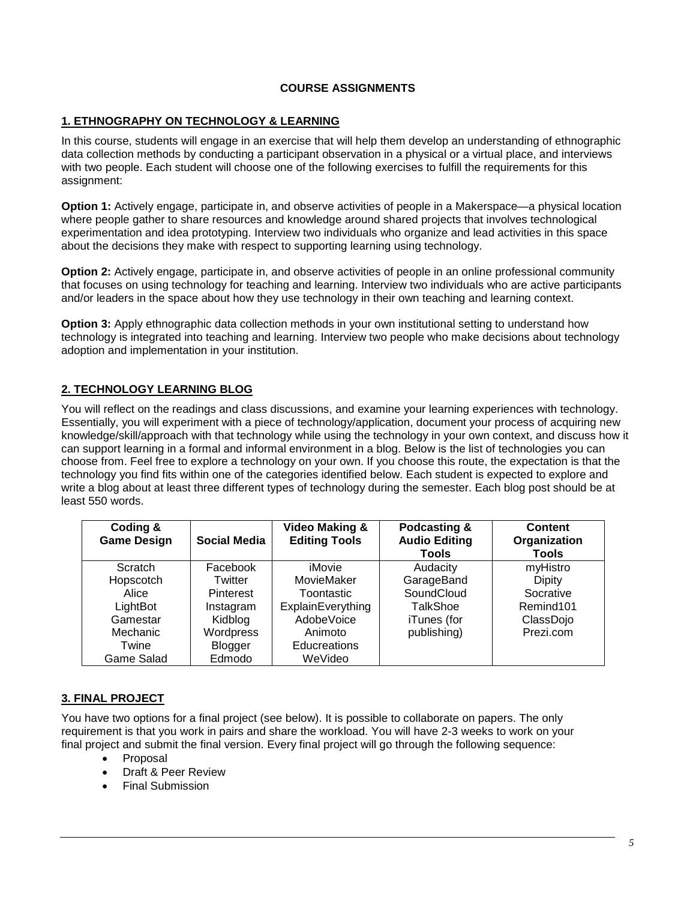## COURSE ASSIGNMENTS

### 1. ETHNOGRAPHY ON TECHNOLOGY & LEARNING

In this course, students will engage in an exercise that will help them develop an understanding of ethnographic data collection methods by conducting a participant observation in a physical or a virtual place, and interviews with two people. Each student will choose one of the following exercises to fulfill the requirements for this assignment:

**Option 1:** Actively engage, participate in, and observe activities of people in a Makerspace—a physical location where people gather to share resources and knowledge around shared projects that involves technological experimentation and idea prototyping. Interview two individuals who organize and lead activities in this space about the decisions they make with respect to supporting learning using technology.

**Option 2:** Actively engage, participate in, and observe activities of people in an online professional community that focuses on using technology for teaching and learning. Interview two individuals who are active participants and/or leaders in the space about how they use technology in their own teaching and learning context.

**Option 3:** Apply ethnographic data collection methods in your own institutional setting to understand how technology is integrated into teaching and learning. Interview two people who make decisions about technology adoption and implementation in your institution.

### 2. TECHNOLOGY LEARNING BLOG

You will reflect on the readings and class discussions, and examine your learning experiences with technology. Essentially, you will experiment with a piece of technology/application, document your process of acquiring new knowledge/skill/approach with that technology while using the technology in your own context, and discuss how it can support learning in a formal and informal environment in a blog. Below is the list of technologies you can choose from. Feel free to explore a technology on your own. If you choose this route, the expectation is that the technology you find fits within one of the categories identified below. Each student is expected to explore and write a blog about at least three different types of technology during the semester. Each blog post should be at least 550 words.

| Coding & Game Design | Social Media | Video Making & Editing Tools | Podcasting & Audio Editing Tools | Content Organization Tools |
|---|---|---|---|---|
| Scratch | Facebook | iMovie | Audacity | myHistro |
| Hopscotch | Twitter | MovieMaker | GarageBand | Dipity |
| Alice | Pinterest | Toontastic | SoundCloud | Socrative |
| LightBot | Instagram | ExplainEverything | TalkShoe | Remind101 |
| Gamestar | Kidblog | AdobeVoice | iTunes (for | ClassDojo |
| Mechanic | Wordpress | Animoto | publishing) | Prezi.com |
| Twine | Blogger | Educreations | | |
| Game Salad | Edmodo | WeVideo | | |

### 3. FINAL PROJECT

You have two options for a final project (see below). It is possible to collaborate on papers. The only requirement is that you work in pairs and share the workload. You will have 2-3 weeks to work on your final project and submit the final version. Every final project will go through the following sequence:

- Proposal
- Draft & Peer Review
- Final Submission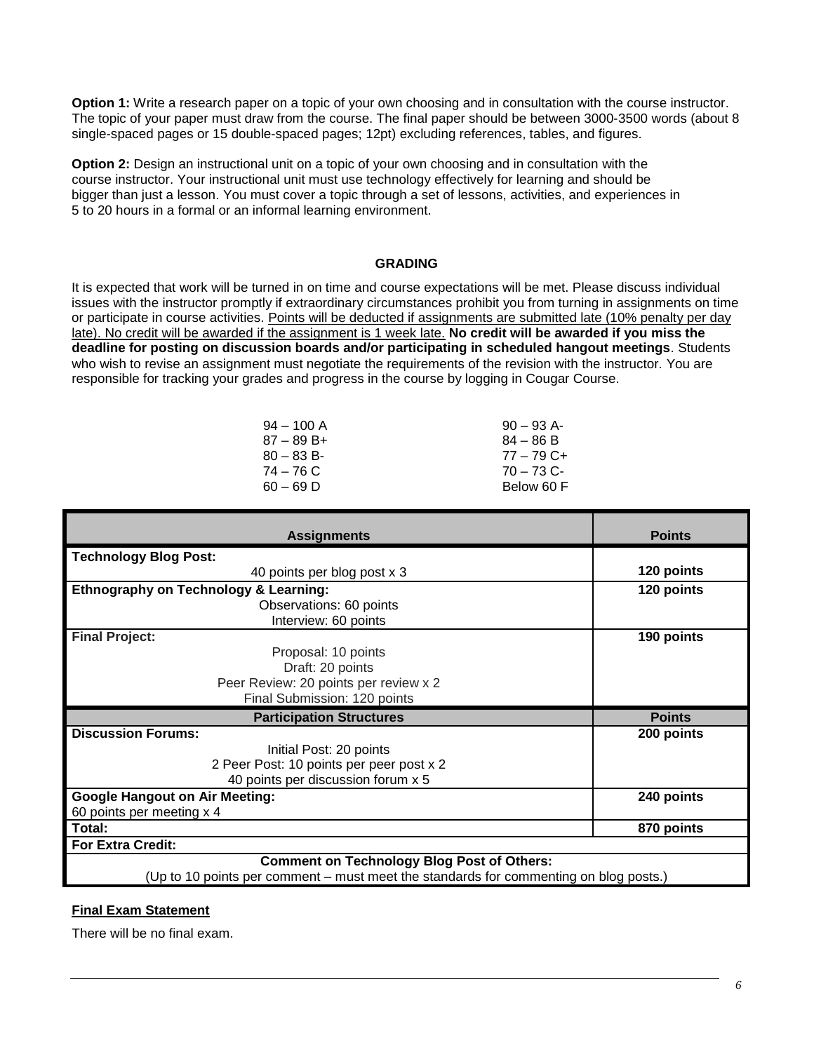**Option 1:** Write a research paper on a topic of your own choosing and in consultation with the course instructor. The topic of your paper must draw from the course. The final paper should be between 3000-3500 words (about 8 single-spaced pages or 15 double-spaced pages; 12pt) excluding references, tables, and figures.

**Option 2:** Design an instructional unit on a topic of your own choosing and in consultation with the course instructor. Your instructional unit must use technology effectively for learning and should be bigger than just a lesson. You must cover a topic through a set of lessons, activities, and experiences in 5 to 20 hours in a formal or an informal learning environment.

## GRADING

It is expected that work will be turned in on time and course expectations will be met. Please discuss individual issues with the instructor promptly if extraordinary circumstances prohibit you from turning in assignments on time or participate in course activities. Points will be deducted if assignments are submitted late (10% penalty per day late). No credit will be awarded if the assignment is 1 week late. **No credit will be awarded if you miss the deadline for posting on discussion boards and/or participating in scheduled hangout meetings**. Students who wish to revise an assignment must negotiate the requirements of the revision with the instructor. You are responsible for tracking your grades and progress in the course by logging in Cougar Course.

| | |
|---|---|
| 94 – 100 A | 90 – 93 A- |
| 87 – 89 B+ | 84 – 86 B |
| 80 – 83 B- | 77 – 79 C+ |
| 74 – 76 C | 70 – 73 C- |
| 60 – 69 D | Below 60 F |

| Assignments | Points |
|---|---|
| **Technology Blog Post:**<br>40 points per blog post x 3 | **120 points** |
| **Ethnography on Technology & Learning:**<br>Observations: 60 points<br>Interview: 60 points | **120 points** |
| **Final Project:**<br>Proposal: 10 points<br>Draft: 20 points<br>Peer Review: 20 points per review x 2<br>Final Submission: 120 points | **190 points** |
| **Participation Structures** | **Points** |
| **Discussion Forums:**<br>Initial Post: 20 points<br>2 Peer Post: 10 points per peer post x 2<br>40 points per discussion forum x 5 | **200 points** |
| **Google Hangout on Air Meeting:**<br>60 points per meeting x 4 | **240 points** |
| **Total:** | **870 points** |
| **For Extra Credit:** | |
| **Comment on Technology Blog Post of Others:**<br>(Up to 10 points per comment – must meet the standards for commenting on blog posts.) | |

**Final Exam Statement**

There will be no final exam.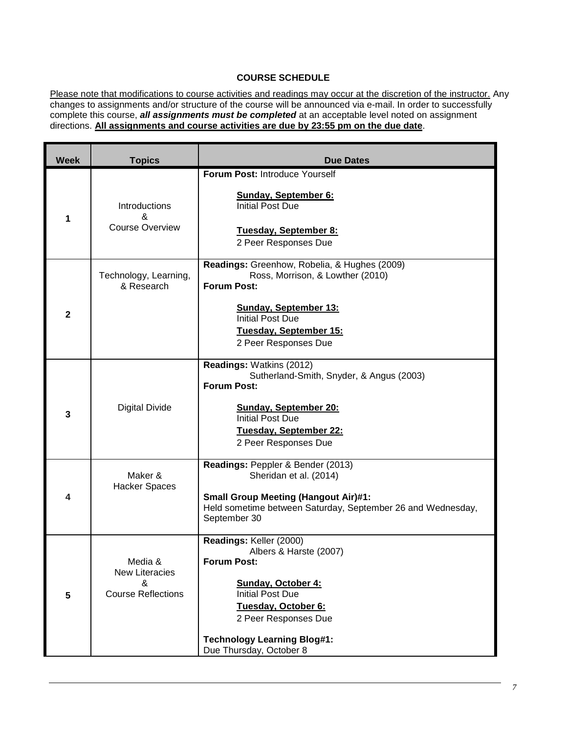## COURSE SCHEDULE

Please note that modifications to course activities and readings may occur at the discretion of the instructor. Any changes to assignments and/or structure of the course will be announced via e-mail. In order to successfully complete this course, ***all assignments must be completed*** at an acceptable level noted on assignment directions. **All assignments and course activities are due by 23:55 pm on the due date**.

| Week | Topics | Due Dates |
|---|---|---|
| 1 | Introductions & Course Overview | **Forum Post:** Introduce Yourself<br><br>**Sunday, September 6:**<br>Initial Post Due<br><br>**Tuesday, September 8:**<br>2 Peer Responses Due |
| 2 | Technology, Learning, & Research | **Readings:** Greenhow, Robelia, & Hughes (2009)<br>Ross, Morrison, & Lowther (2010)<br>**Forum Post:**<br><br>**Sunday, September 13:**<br>Initial Post Due<br>**Tuesday, September 15:**<br>2 Peer Responses Due |
| 3 | Digital Divide | **Readings:** Watkins (2012)<br>Sutherland-Smith, Snyder, & Angus (2003)<br>**Forum Post:**<br><br>**Sunday, September 20:**<br>Initial Post Due<br>**Tuesday, September 22:**<br>2 Peer Responses Due |
| 4 | Maker & Hacker Spaces | **Readings:** Peppler & Bender (2013)<br>Sheridan et al. (2014)<br><br>**Small Group Meeting (Hangout Air)#1:**<br>Held sometime between Saturday, September 26 and Wednesday, September 30 |
| 5 | Media & New Literacies & Course Reflections | **Readings:** Keller (2000)<br>Albers & Harste (2007)<br>**Forum Post:**<br><br>**Sunday, October 4:**<br>Initial Post Due<br>**Tuesday, October 6:**<br>2 Peer Responses Due<br><br>**Technology Learning Blog#1:**<br>Due Thursday, October 8 |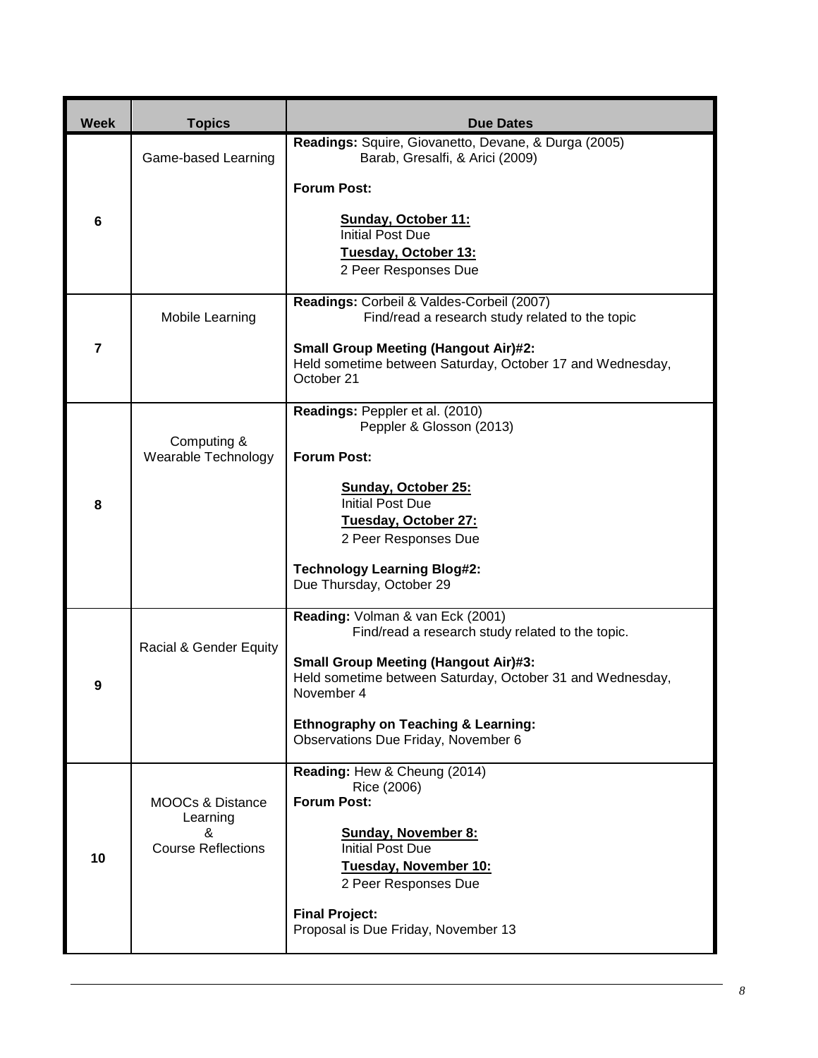| Week | Topics | Due Dates |
| --- | --- | --- |
| 6 | Game-based Learning | **Readings:** Squire, Giovanetto, Devane, & Durga (2005)<br>Barab, Gresalfi, & Arici (2009)<br><br>**Forum Post:**<br><br>**Sunday, October 11:**<br>Initial Post Due<br>**Tuesday, October 13:**<br>2 Peer Responses Due |
| 7 | Mobile Learning | **Readings:** Corbeil & Valdes-Corbeil (2007)<br>Find/read a research study related to the topic<br><br>**Small Group Meeting (Hangout Air)#2:**<br>Held sometime between Saturday, October 17 and Wednesday, October 21 |
| 8 | Computing & Wearable Technology | **Readings:** Peppler et al. (2010)<br>Peppler & Glosson (2013)<br><br>**Forum Post:**<br><br>**Sunday, October 25:**<br>Initial Post Due<br>**Tuesday, October 27:**<br>2 Peer Responses Due<br><br>**Technology Learning Blog#2:**<br>Due Thursday, October 29 |
| 9 | Racial & Gender Equity | **Reading:** Volman & van Eck (2001)<br>Find/read a research study related to the topic.<br><br>**Small Group Meeting (Hangout Air)#3:**<br>Held sometime between Saturday, October 31 and Wednesday, November 4<br><br>**Ethnography on Teaching & Learning:**<br>Observations Due Friday, November 6 |
| 10 | MOOCs & Distance Learning<br>&<br>Course Reflections | **Reading:** Hew & Cheung (2014)<br>Rice (2006)<br>**Forum Post:**<br><br>**Sunday, November 8:**<br>Initial Post Due<br>**Tuesday, November 10:**<br>2 Peer Responses Due<br><br>**Final Project:**<br>Proposal is Due Friday, November 13 |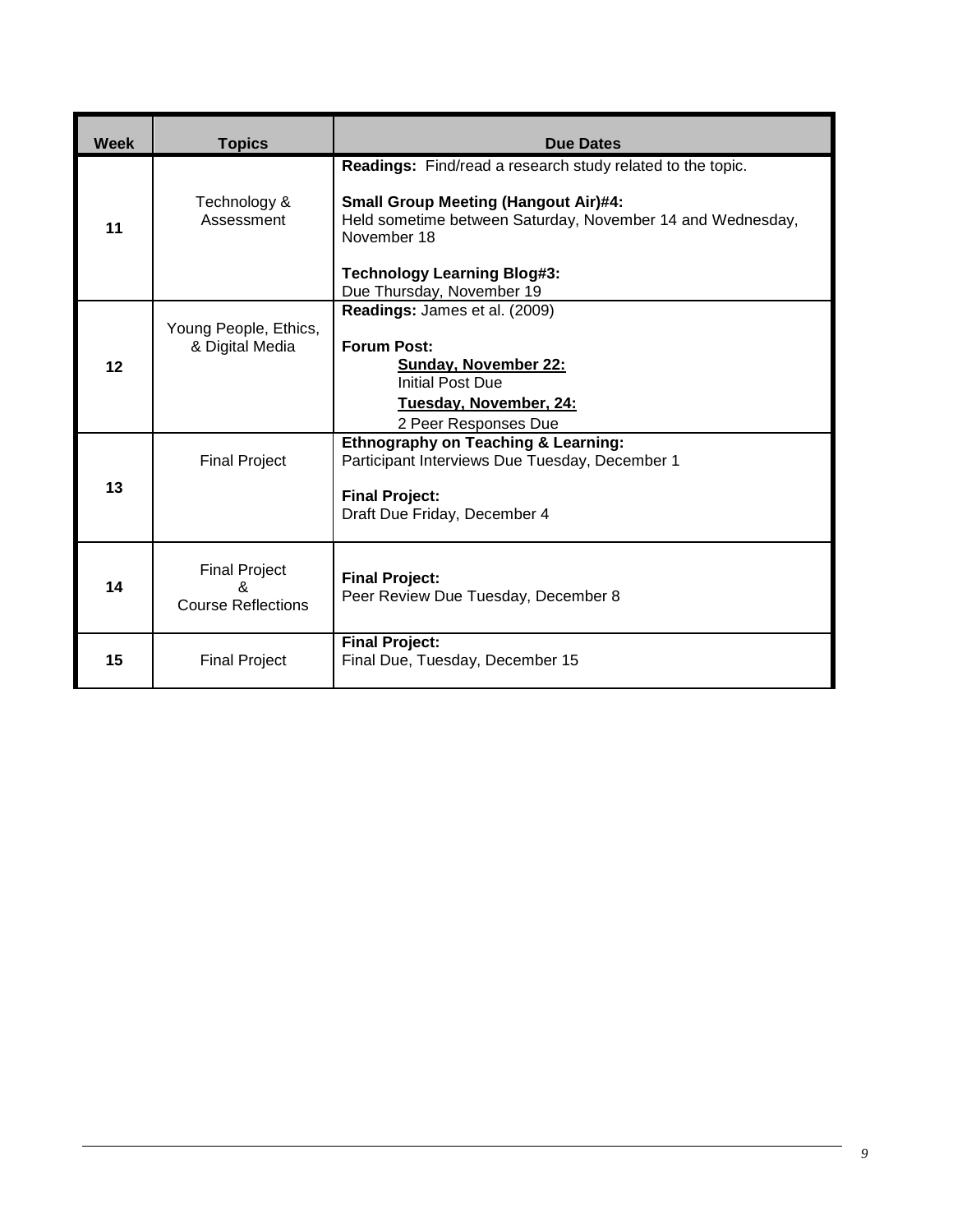| Week | Topics | Due Dates |
|---|---|---|
| 11 | Technology & Assessment | **Readings:** Find/read a research study related to the topic.<br><br>**Small Group Meeting (Hangout Air)#4:**<br>Held sometime between Saturday, November 14 and Wednesday, November 18<br><br>**Technology Learning Blog#3:**<br>Due Thursday, November 19 |
| 12 | Young People, Ethics, & Digital Media | **Readings:** James et al. (2009)<br><br>**Forum Post:**<br>**Sunday, November 22:**<br>Initial Post Due<br>**Tuesday, November, 24:**<br>2 Peer Responses Due |
| 13 | Final Project | **Ethnography on Teaching & Learning:**<br>Participant Interviews Due Tuesday, December 1<br><br>**Final Project:**<br>Draft Due Friday, December 4 |
| 14 | Final Project & Course Reflections | **Final Project:**<br>Peer Review Due Tuesday, December 8 |
| 15 | Final Project | **Final Project:**<br>Final Due, Tuesday, December 15 |